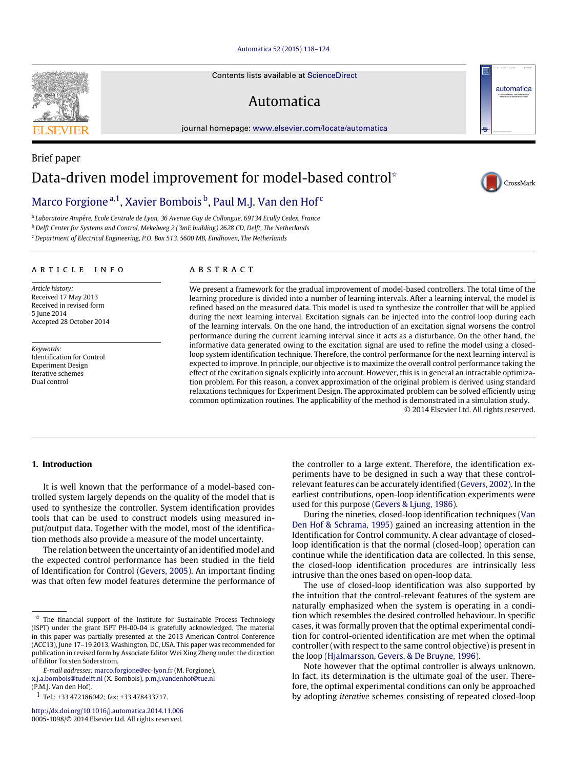Brief paper

# Data-driven model improvement for model-based control[☆]

Marco Forgione[a,1], Xavier Bombois[b], Paul M.J. Van den Hof[c]

[a] Laboratoire Ampère, Ecole Centrale de Lyon, 36 Avenue Guy de Collongue, 69134 Ecully Cedex, France

[b] Delft Center for Systems and Control, Mekelweg 2 (3mE building) 2628 CD, Delft, The Netherlands

[c] Department of Electrical Engineering, P.O. Box 513. 5600 MB, Eindhoven, The Netherlands

**ARTICLE INFO**

*Article history:*
Received 17 May 2013
Received in revised form 5 June 2014
Accepted 28 October 2014

*Keywords:*
Identification for Control
Experiment Design
Iterative schemes
Dual control

**ABSTRACT**

We present a framework for the gradual improvement of model-based controllers. The total time of the learning procedure is divided into a number of learning intervals. After a learning interval, the model is refined based on the measured data. This model is used to synthesize the controller that will be applied during the next learning interval. Excitation signals can be injected into the control loop during each of the learning intervals. On the one hand, the introduction of an excitation signal worsens the control performance during the current learning interval since it acts as a disturbance. On the other hand, the informative data generated owing to the excitation signal are used to refine the model using a closed-loop system identification technique. Therefore, the control performance for the next learning interval is expected to improve. In principle, our objective is to maximize the overall control performance taking the effect of the excitation signals explicitly into account. However, this is in general an intractable optimization problem. For this reason, a convex approximation of the original problem is derived using standard relaxations techniques for Experiment Design. The approximated problem can be solved efficiently using common optimization routines. The applicability of the method is demonstrated in a simulation study.

© 2014 Elsevier Ltd. All rights reserved.

## 1. Introduction

It is well known that the performance of a model-based controlled system largely depends on the quality of the model that is used to synthesize the controller. System identification provides tools that can be used to construct models using measured input/output data. Together with the model, most of the identification methods also provide a measure of the model uncertainty.

The relation between the uncertainty of an identified model and the expected control performance has been studied in the field of Identification for Control (Gevers, 2005). An important finding was that often few model features determine the performance of the controller to a large extent. Therefore, the identification experiments have to be designed in such a way that these control-relevant features can be accurately identified (Gevers, 2002). In the earliest contributions, open-loop identification experiments were used for this purpose (Gevers & Ljung, 1986).

During the nineties, closed-loop identification techniques (Van Den Hof & Schrama, 1995) gained an increasing attention in the Identification for Control community. A clear advantage of closed-loop identification is that the normal (closed-loop) operation can continue while the identification data are collected. In this sense, the closed-loop identification procedures are intrinsically less intrusive than the ones based on open-loop data.

The use of closed-loop identification was also supported by the intuition that the control-relevant features of the system are naturally emphasized when the system is operating in a condition which resembles the desired controlled behaviour. In specific cases, it was formally proven that the optimal experimental condition for control-oriented identification are met when the optimal controller (with respect to the same control objective) is present in the loop (Hjalmarsson, Gevers, & De Bruyne, 1996).

Note however that the optimal controller is always unknown. In fact, its determination is the ultimate goal of the user. Therefore, the optimal experimental conditions can only be approached by adopting *iterative* schemes consisting of repeated closed-loop

---

[☆] The financial support of the Institute for Sustainable Process Technology (ISPT) under the grant ISPT PH-00-04 is gratefully acknowledged. The material in this paper was partially presented at the 2013 American Control Conference (ACC13), June 17–19 2013, Washington, DC, USA. This paper was recommended for publication in revised form by Associate Editor Wei Xing Zheng under the direction of Editor Torsten Söderström.

*E-mail addresses:* marco.forgione@ec-lyon.fr (M. Forgione), x.j.a.bombois@tudelft.nl (X. Bombois), p.m.j.vandenhof@tue.nl (P.M.J. Van den Hof).

[1] Tel.: +33 472186042; fax: +33 478433717.

http://dx.doi.org/10.1016/j.automatica.2014.11.006
0005-1098/© 2014 Elsevier Ltd. All rights reserved.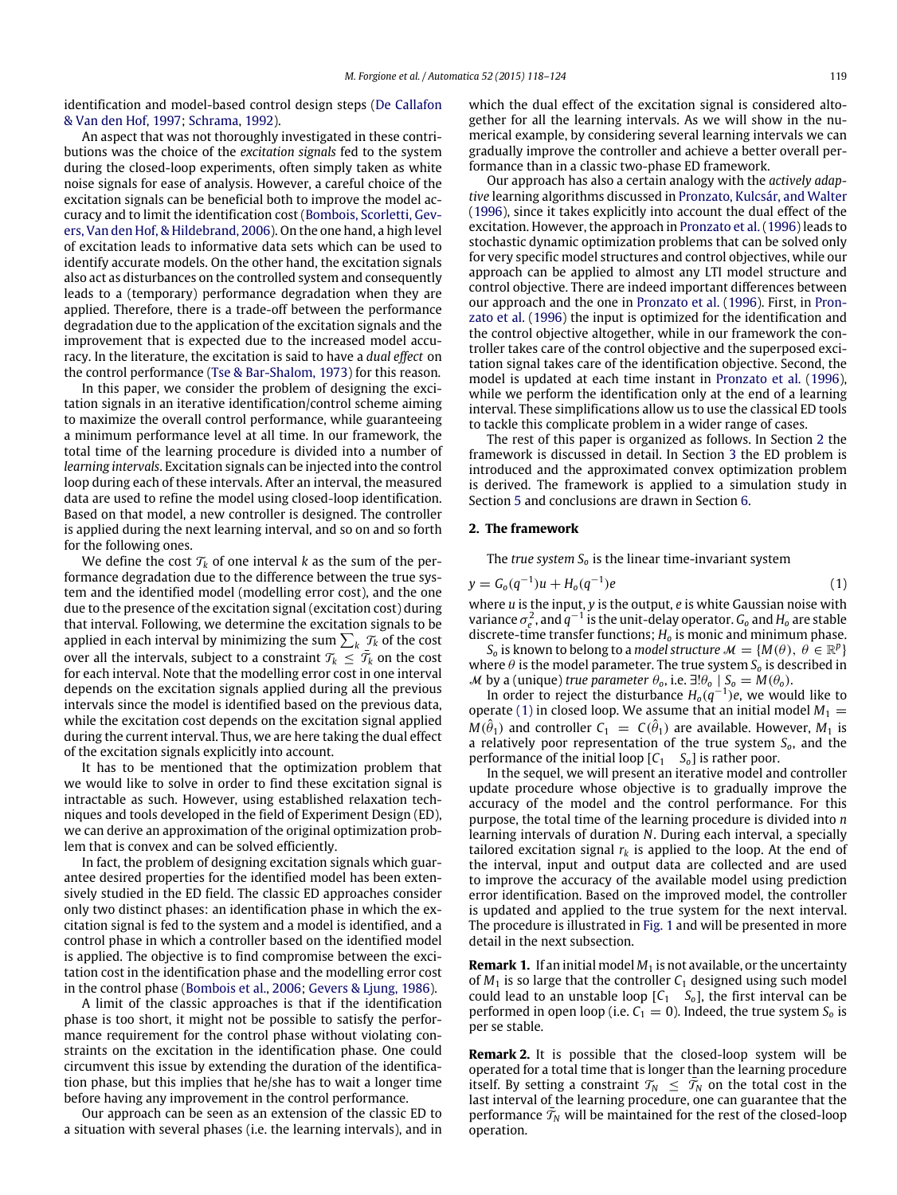identification and model-based control design steps (De Callafon & Van den Hof, 1997; Schrama, 1992).

An aspect that was not thoroughly investigated in these contributions was the choice of the *excitation signals* fed to the system during the closed-loop experiments, often simply taken as white noise signals for ease of analysis. However, a careful choice of the excitation signals can be beneficial both to improve the model accuracy and to limit the identification cost (Bombois, Scorletti, Gevers, Van den Hof, & Hildebrand, 2006). On the one hand, a high level of excitation leads to informative data sets which can be used to identify accurate models. On the other hand, the excitation signals also act as disturbances on the controlled system and consequently leads to a (temporary) performance degradation when they are applied. Therefore, there is a trade-off between the performance degradation due to the application of the excitation signals and the improvement that is expected due to the increased model accuracy. In the literature, the excitation is said to have a *dual effect* on the control performance (Tse & Bar-Shalom, 1973) for this reason.

In this paper, we consider the problem of designing the excitation signals in an iterative identification/control scheme aiming to maximize the overall control performance, while guaranteeing a minimum performance level at all time. In our framework, the total time of the learning procedure is divided into a number of *learning intervals*. Excitation signals can be injected into the control loop during each of these intervals. After an interval, the measured data are used to refine the model using closed-loop identification. Based on that model, a new controller is designed. The controller is applied during the next learning interval, and so on and so forth for the following ones.

We define the cost $\mathcal{T}_k$ of one interval $k$ as the sum of the performance degradation due to the difference between the true system and the identified model (modelling error cost), and the one due to the presence of the excitation signal (excitation cost) during that interval. Following, we determine the excitation signals to be applied in each interval by minimizing the sum $\sum_k \mathcal{T}_k$ of the cost over all the intervals, subject to a constraint $\mathcal{T}_k \leq \bar{\mathcal{T}}_k$ on the cost for each interval. Note that the modelling error cost in one interval depends on the excitation signals applied during all the previous intervals since the model is identified based on the previous data, while the excitation cost depends on the excitation signal applied during the current interval. Thus, we are here taking the dual effect of the excitation signals explicitly into account.

It has to be mentioned that the optimization problem that we would like to solve in order to find these excitation signal is intractable as such. However, using established relaxation techniques and tools developed in the field of Experiment Design (ED), we can derive an approximation of the original optimization problem that is convex and can be solved efficiently.

In fact, the problem of designing excitation signals which guarantee desired properties for the identified model has been extensively studied in the ED field. The classic ED approaches consider only two distinct phases: an identification phase in which the excitation signal is fed to the system and a model is identified, and a control phase in which a controller based on the identified model is applied. The objective is to find compromise between the excitation cost in the identification phase and the modelling error cost in the control phase (Bombois et al., 2006; Gevers & Ljung, 1986).

A limit of the classic approaches is that if the identification phase is too short, it might not be possible to satisfy the performance requirement for the control phase without violating constraints on the excitation in the identification phase. One could circumvent this issue by extending the duration of the identification phase, but this implies that he/she has to wait a longer time before having any improvement in the control performance.

Our approach can be seen as an extension of the classic ED to a situation with several phases (i.e. the learning intervals), and in which the dual effect of the excitation signal is considered altogether for all the learning intervals. As we will show in the numerical example, by considering several learning intervals we can gradually improve the controller and achieve a better overall performance than in a classic two-phase ED framework.

Our approach has also a certain analogy with the *actively adaptive* learning algorithms discussed in Pronzato, Kulcsár, and Walter (1996), since it takes explicitly into account the dual effect of the excitation. However, the approach in Pronzato et al. (1996) leads to stochastic dynamic optimization problems that can be solved only for very specific model structures and control objectives, while our approach can be applied to almost any LTI model structure and control objective. There are indeed important differences between our approach and the one in Pronzato et al. (1996). First, in Pronzato et al. (1996) the input is optimized for the identification and the control objective altogether, while in our framework the controller takes care of the control objective and the superposed excitation signal takes care of the identification objective. Second, the model is updated at each time instant in Pronzato et al. (1996), while we perform the identification only at the end of a learning interval. These simplifications allow us to use the classical ED tools to tackle this complicate problem in a wider range of cases.

The rest of this paper is organized as follows. In Section 2 the framework is discussed in detail. In Section 3 the ED problem is introduced and the approximated convex optimization problem is derived. The framework is applied to a simulation study in Section 5 and conclusions are drawn in Section 6.

## 2. The framework

The *true system* $S_o$ is the linear time-invariant system

$$y = G_o(q^{-1})u + H_o(q^{-1})e \tag{1}$$

where $u$ is the input, $y$ is the output, $e$ is white Gaussian noise with variance $\sigma_e^2$, and $q^{-1}$ is the unit-delay operator. $G_o$ and $H_o$ are stable discrete-time transfer functions; $H_o$ is monic and minimum phase.

$S_o$ is known to belong to a *model structure* $\mathcal{M} = \{M(\theta),\ \theta \in \mathbb{R}^p\}$ where $\theta$ is the model parameter. The true system $S_o$ is described in $\mathcal{M}$ by a (unique) *true parameter* $\theta_o$, i.e. $\exists! \theta_o \mid S_o = M(\theta_o)$.

In order to reject the disturbance $H_o(q^{-1})e$, we would like to operate (1) in closed loop. We assume that an initial model $M_1 = M(\hat{\theta}_1)$ and controller $C_1 = C(\hat{\theta}_1)$ are available. However, $M_1$ is a relatively poor representation of the true system $S_o$, and the performance of the initial loop $[C_1 \quad S_o]$ is rather poor.

In the sequel, we will present an iterative model and controller update procedure whose objective is to gradually improve the accuracy of the model and the control performance. For this purpose, the total time of the learning procedure is divided into $n$ learning intervals of duration $N$. During each interval, a specially tailored excitation signal $r_k$ is applied to the loop. At the end of the interval, input and output data are collected and are used to improve the accuracy of the available model using prediction error identification. Based on the improved model, the controller is updated and applied to the true system for the next interval. The procedure is illustrated in Fig. 1 and will be presented in more detail in the next subsection.

**Remark 1.** If an initial model $M_1$ is not available, or the uncertainty of $M_1$ is so large that the controller $C_1$ designed using such model could lead to an unstable loop $[C_1 \quad S_o]$, the first interval can be performed in open loop (i.e. $C_1 = 0$). Indeed, the true system $S_o$ is per se stable.

**Remark 2.** It is possible that the closed-loop system will be operated for a total time that is longer than the learning procedure itself. By setting a constraint $\mathcal{T}_N \leq \bar{\mathcal{T}}_N$ on the total cost in the last interval of the learning procedure, one can guarantee that the performance $\bar{\mathcal{T}}_N$ will be maintained for the rest of the closed-loop operation.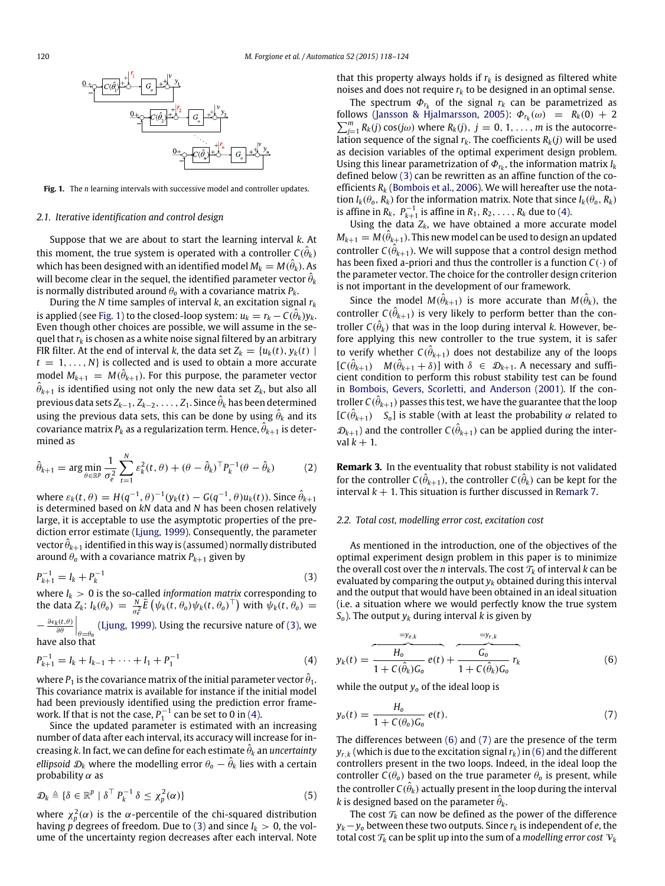0 + − $C(\hat{\theta}_1)$ + + $r_1$ $G_o$ + + $v$ $y_1$

0 + − $C(\hat{\theta}_2)$ + + $r_2$ $G_o$ + + $v$ $y_2$

0 + − $C(\hat{\theta}_n)$ + + $r_n$ $G_o$ + + $v$ $y_n$

**Fig. 1.** The $n$ learning intervals with successive model and controller updates.

### 2.1. Iterative identification and control design

Suppose that we are about to start the learning interval $k$. At this moment, the true system is operated with a controller $C(\hat{\theta}_k)$ which has been designed with an identified model $M_k = M(\hat{\theta}_k)$. As will become clear in the sequel, the identified parameter vector $\hat{\theta}_k$ is normally distributed around $\theta_o$ with a covariance matrix $P_k$.

During the $N$ time samples of interval $k$, an excitation signal $r_k$ is applied (see Fig. 1) to the closed-loop system: $u_k = r_k - C(\hat{\theta}_k)y_k$. Even though other choices are possible, we will assume in the sequel that $r_k$ is chosen as a white noise signal filtered by an arbitrary FIR filter. At the end of interval $k$, the data set $Z_k = \{u_k(t), y_k(t) \mid t = 1, \ldots, N\}$ is collected and is used to obtain a more accurate model $M_{k+1} = M(\hat{\theta}_{k+1})$. For this purpose, the parameter vector $\hat{\theta}_{k+1}$ is identified using not only the new data set $Z_k$, but also all previous data sets $Z_{k-1}, Z_{k-2}, \ldots, Z_1$. Since $\hat{\theta}_k$ has been determined using the previous data sets, this can be done by using $\hat{\theta}_k$ and its covariance matrix $P_k$ as a regularization term. Hence, $\hat{\theta}_{k+1}$ is determined as

$$\hat{\theta}_{k+1} = \arg\min_{\theta \in \mathbb{R}^p} \frac{1}{\sigma_e^2} \sum_{t=1}^{N} \varepsilon_k^2(t, \theta) + (\theta - \hat{\theta}_k)^\top P_k^{-1} (\theta - \hat{\theta}_k) \tag{2}$$

where $\varepsilon_k(t, \theta) = H(q^{-1}, \theta)^{-1}(y_k(t) - G(q^{-1}, \theta)u_k(t))$. Since $\hat{\theta}_{k+1}$ is determined based on $kN$ data and $N$ has been chosen relatively large, it is acceptable to use the asymptotic properties of the prediction error estimate (Ljung, 1999). Consequently, the parameter vector $\hat{\theta}_{k+1}$ identified in this way is (assumed) normally distributed around $\theta_o$ with a covariance matrix $P_{k+1}$ given by

$$P_{k+1}^{-1} = I_k + P_k^{-1} \tag{3}$$

where $I_k > 0$ is the so-called *information matrix* corresponding to the data $Z_k$: $I_k(\theta_o) = \frac{N}{\sigma_e^2} \bar{E}\left(\psi_k(t, \theta_o)\psi_k(t, \theta_o)^\top\right)$ with $\psi_k(t, \theta_o) = -\left.\frac{\partial \epsilon_k(t,\theta)}{\partial \theta}\right|_{\theta=\theta_o}$ (Ljung, 1999). Using the recursive nature of (3), we have also that

$$P_{k+1}^{-1} = I_k + I_{k-1} + \cdots + I_1 + P_1^{-1} \tag{4}$$

where $P_1$ is the covariance matrix of the initial parameter vector $\hat{\theta}_1$. This covariance matrix is available for instance if the initial model had been previously identified using the prediction error framework. If that is not the case, $P_1^{-1}$ can be set to 0 in (4).

Since the updated parameter is estimated with an increasing number of data after each interval, its accuracy will increase for increasing $k$. In fact, we can define for each estimate $\hat{\theta}_k$ an *uncertainty ellipsoid* $\mathcal{D}_k$ where the modelling error $\theta_o - \hat{\theta}_k$ lies with a certain probability $\alpha$ as

$$\mathcal{D}_k \triangleq \{\delta \in \mathbb{R}^p \mid \delta^\top P_k^{-1} \delta \le \chi_p^2(\alpha)\} \tag{5}$$

where $\chi_p^2(\alpha)$ is the $\alpha$-percentile of the chi-squared distribution having $p$ degrees of freedom. Due to (3) and since $I_k > 0$, the volume of the uncertainty region decreases after each interval. Note that this property always holds if $r_k$ is designed as filtered white noises and does not require $r_k$ to be designed in an optimal sense.

The spectrum $\Phi_{r_k}$ of the signal $r_k$ can be parametrized as follows (Jansson & Hjalmarsson, 2005): $\Phi_{r_k}(\omega) = R_k(0) + 2\sum_{j=1}^{m} R_k(j)\cos(j\omega)$ where $R_k(j)$, $j = 0, 1, \ldots, m$ is the autocorrelation sequence of the signal $r_k$. The coefficients $R_k(j)$ will be used as decision variables of the optimal experiment design problem. Using this linear parametrization of $\Phi_{r_k}$, the information matrix $I_k$ defined below (3) can be rewritten as an affine function of the coefficients $R_k$ (Bombois et al., 2006). We will hereafter use the notation $I_k(\theta_o, R_k)$ for the information matrix. Note that since $I_k(\theta_o, R_k)$ is affine in $R_k$, $P_{k+1}^{-1}$ is affine in $R_1, R_2, \ldots, R_k$ due to (4).

Using the data $Z_k$, we have obtained a more accurate model $M_{k+1} = M(\hat{\theta}_{k+1})$. This new model can be used to design an updated controller $C(\hat{\theta}_{k+1})$. We will suppose that a control design method has been fixed a-priori and thus the controller is a function $C(\cdot)$ of the parameter vector. The choice for the controller design criterion is not important in the development of our framework.

Since the model $M(\hat{\theta}_{k+1})$ is more accurate than $M(\hat{\theta}_k)$, the controller $C(\hat{\theta}_{k+1})$ is very likely to perform better than the controller $C(\hat{\theta}_k)$ that was in the loop during interval $k$. However, before applying this new controller to the true system, it is safer to verify whether $C(\hat{\theta}_{k+1})$ does not destabilize any of the loops $[C(\hat{\theta}_{k+1}) \quad M(\hat{\theta}_{k+1} + \delta)]$ with $\delta \in \mathcal{D}_{k+1}$. A necessary and sufficient condition to perform this robust stability test can be found in Bombois, Gevers, Scorletti, and Anderson (2001). If the controller $C(\hat{\theta}_{k+1})$ passes this test, we have the guarantee that the loop $[C(\hat{\theta}_{k+1}) \quad S_o]$ is stable (with at least the probability $\alpha$ related to $\mathcal{D}_{k+1}$) and the controller $C(\hat{\theta}_{k+1})$ can be applied during the interval $k + 1$.

**Remark 3.** In the eventuality that robust stability is not validated for the controller $C(\hat{\theta}_{k+1})$, the controller $C(\hat{\theta}_k)$ can be kept for the interval $k + 1$. This situation is further discussed in Remark 7.

### 2.2. Total cost, modelling error cost, excitation cost

As mentioned in the introduction, one of the objectives of the optimal experiment design problem in this paper is to minimize the overall cost over the $n$ intervals. The cost $\mathcal{T}_k$ of interval $k$ can be evaluated by comparing the output $y_k$ obtained during this interval and the output that would have been obtained in an ideal situation (i.e. a situation where we would perfectly know the true system $S_o$). The output $y_k$ during interval $k$ is given by

$$y_k(t) = \overbrace{\frac{H_o}{1 + C(\hat{\theta}_k)G_o}\, e(t)}^{=y_{e,k}} + \overbrace{\frac{G_o}{1 + C(\hat{\theta}_k)G_o}\, r_k}^{=y_{r,k}} \tag{6}$$

while the output $y_o$ of the ideal loop is

$$y_o(t) = \frac{H_o}{1 + C(\theta_o)G_o}\, e(t). \tag{7}$$

The differences between (6) and (7) are the presence of the term $y_{r,k}$ (which is due to the excitation signal $r_k$) in (6) and the different controllers present in the two loops. Indeed, in the ideal loop the controller $C(\theta_o)$ based on the true parameter $\theta_o$ is present, while the controller $C(\hat{\theta}_k)$ actually present in the loop during the interval $k$ is designed based on the parameter $\hat{\theta}_k$.

The cost $\mathcal{T}_k$ can now be defined as the power of the difference $y_k - y_o$ between these two outputs. Since $r_k$ is independent of $e$, the total cost $\mathcal{T}_k$ can be split up into the sum of a *modelling error cost* $\mathcal{V}_k$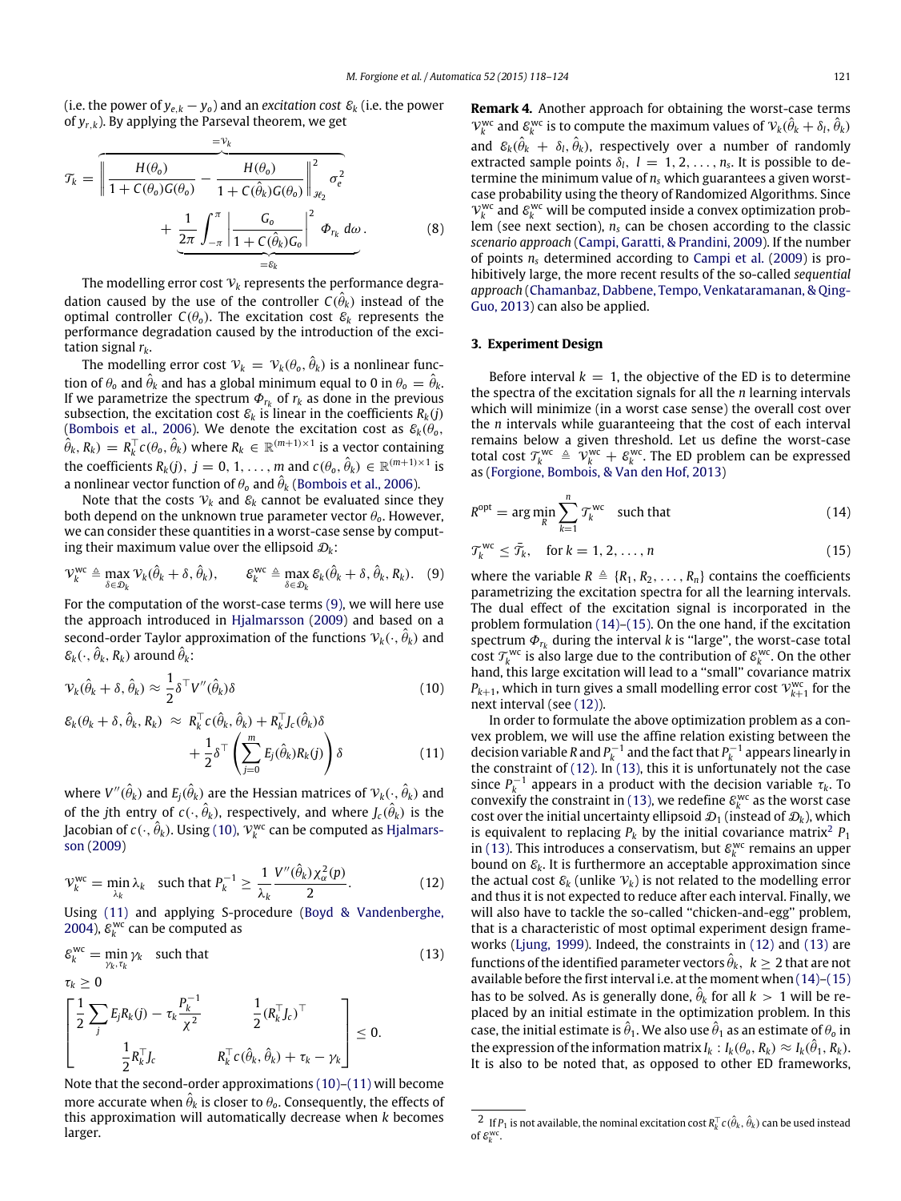(i.e. the power of $y_{e,k} - y_o$) and an *excitation cost* $\mathcal{E}_k$ (i.e. the power of $y_{r,k}$). By applying the Parseval theorem, we get

$$\mathcal{T}_k = \overbrace{\left\| \frac{H(\theta_o)}{1 + C(\theta_o)G(\theta_o)} - \frac{H(\theta_o)}{1 + C(\hat{\theta}_k)G(\theta_o)} \right\|_{\mathcal{H}_2}^2 \sigma_e^2}^{=\mathcal{V}_k} + \underbrace{\frac{1}{2\pi} \int_{-\pi}^{\pi} \left| \frac{G_o}{1 + C(\hat{\theta}_k)G_o} \right|^2 \Phi_{r_k}\, d\omega}_{=\mathcal{E}_k}. \quad (8)$$

The modelling error cost $\mathcal{V}_k$ represents the performance degradation caused by the use of the controller $C(\hat{\theta}_k)$ instead of the optimal controller $C(\theta_o)$. The excitation cost $\mathcal{E}_k$ represents the performance degradation caused by the introduction of the excitation signal $r_k$.

The modelling error cost $\mathcal{V}_k = \mathcal{V}_k(\theta_o, \hat{\theta}_k)$ is a nonlinear function of $\theta_o$ and $\hat{\theta}_k$ and has a global minimum equal to 0 in $\theta_o = \hat{\theta}_k$. If we parametrize the spectrum $\Phi_{r_k}$ of $r_k$ as done in the previous subsection, the excitation cost $\mathcal{E}_k$ is linear in the coefficients $R_k(j)$ (Bombois et al., 2006). We denote the excitation cost as $\mathcal{E}_k(\theta_o, \hat{\theta}_k, R_k) = R_k^\top c(\theta_o, \hat{\theta}_k)$ where $R_k \in \mathbb{R}^{(m+1)\times 1}$ is a vector containing the coefficients $R_k(j)$, $j = 0, 1, \ldots, m$ and $c(\theta_o, \hat{\theta}_k) \in \mathbb{R}^{(m+1)\times 1}$ is a nonlinear vector function of $\theta_o$ and $\hat{\theta}_k$ (Bombois et al., 2006).

Note that the costs $\mathcal{V}_k$ and $\mathcal{E}_k$ cannot be evaluated since they both depend on the unknown true parameter vector $\theta_o$. However, we can consider these quantities in a worst-case sense by computing their maximum value over the ellipsoid $\mathcal{D}_k$:

$$\mathcal{V}_k^{\text{wc}} \triangleq \max_{\delta \in \mathcal{D}_k} \mathcal{V}_k(\hat{\theta}_k + \delta, \hat{\theta}_k), \qquad \mathcal{E}_k^{\text{wc}} \triangleq \max_{\delta \in \mathcal{D}_k} \mathcal{E}_k(\hat{\theta}_k + \delta, \hat{\theta}_k, R_k). \quad (9)$$

For the computation of the worst-case terms (9), we will here use the approach introduced in Hjalmarsson (2009) and based on a second-order Taylor approximation of the functions $\mathcal{V}_k(\cdot, \hat{\theta}_k)$ and $\mathcal{E}_k(\cdot, \hat{\theta}_k, R_k)$ around $\hat{\theta}_k$:

$$\mathcal{V}_k(\hat{\theta}_k + \delta, \hat{\theta}_k) \approx \frac{1}{2}\delta^\top V''(\hat{\theta}_k)\delta \quad (10)$$

$$\mathcal{E}_k(\theta_k + \delta, \hat{\theta}_k, R_k) \approx R_k^\top c(\hat{\theta}_k, \hat{\theta}_k) + R_k^\top J_c(\hat{\theta}_k)\delta + \frac{1}{2}\delta^\top \left( \sum_{j=0}^{m} E_j(\hat{\theta}_k) R_k(j) \right) \delta \quad (11)$$

where $V''(\hat{\theta}_k)$ and $E_j(\hat{\theta}_k)$ are the Hessian matrices of $\mathcal{V}_k(\cdot, \hat{\theta}_k)$ and of the $j$th entry of $c(\cdot, \hat{\theta}_k)$, respectively, and where $J_c(\hat{\theta}_k)$ is the Jacobian of $c(\cdot, \hat{\theta}_k)$. Using (10), $\mathcal{V}_k^{\text{wc}}$ can be computed as Hjalmarsson (2009)

$$\mathcal{V}_k^{\text{wc}} = \min_{\lambda_k} \lambda_k \quad \text{such that } P_k^{-1} \geq \frac{1}{\lambda_k} \frac{V''(\hat{\theta}_k)\chi_\alpha^2(p)}{2}. \quad (12)$$

Using (11) and applying S-procedure (Boyd & Vandenberghe, 2004), $\mathcal{E}_k^{\text{wc}}$ can be computed as

$$\mathcal{E}_k^{\text{wc}} = \min_{\gamma_k, \tau_k} \gamma_k \quad \text{such that} \quad (13)$$

$$\tau_k \geq 0$$

$$\begin{bmatrix} \frac{1}{2}\sum_j E_j R_k(j) - \tau_k \frac{P_k^{-1}}{\chi^2} & \frac{1}{2}(R_k^\top J_c)^\top \\ \frac{1}{2}R_k^\top J_c & R_k^\top c(\hat{\theta}_k, \hat{\theta}_k) + \tau_k - \gamma_k \end{bmatrix} \leq 0.$$

Note that the second-order approximations (10)–(11) will become more accurate when $\hat{\theta}_k$ is closer to $\theta_o$. Consequently, the effects of this approximation will automatically decrease when $k$ becomes larger.

**Remark 4.** Another approach for obtaining the worst-case terms $\mathcal{V}_k^{\text{wc}}$ and $\mathcal{E}_k^{\text{wc}}$ is to compute the maximum values of $\mathcal{V}_k(\hat{\theta}_k + \delta_l, \hat{\theta}_k)$ and $\mathcal{E}_k(\hat{\theta}_k + \delta_l, \hat{\theta}_k)$, respectively over a number of randomly extracted sample points $\delta_l$, $l = 1, 2, \ldots, n_s$. It is possible to determine the minimum value of $n_s$ which guarantees a given worst-case probability using the theory of Randomized Algorithms. Since $\mathcal{V}_k^{\text{wc}}$ and $\mathcal{E}_k^{\text{wc}}$ will be computed inside a convex optimization problem (see next section), $n_s$ can be chosen according to the classic *scenario approach* (Campi, Garatti, & Prandini, 2009). If the number of points $n_s$ determined according to Campi et al. (2009) is prohibitively large, the more recent results of the so-called *sequential approach* (Chamanbaz, Dabbene, Tempo, Venkataramanan, & Qing-Guo, 2013) can also be applied.

## 3. Experiment Design

Before interval $k = 1$, the objective of the ED is to determine the spectra of the excitation signals for all the $n$ learning intervals which will minimize (in a worst case sense) the overall cost over the $n$ intervals while guaranteeing that the cost of each interval remains below a given threshold. Let us define the worst-case total cost $\mathcal{T}_k^{\text{wc}} \triangleq \mathcal{V}_k^{\text{wc}} + \mathcal{E}_k^{\text{wc}}$. The ED problem can be expressed as (Forgione, Bombois, & Van den Hof, 2013)

$$R^{\text{opt}} = \arg\min_R \sum_{k=1}^{n} \mathcal{T}_k^{\text{wc}} \quad \text{such that} \quad (14)$$

$$\mathcal{T}_k^{\text{wc}} \leq \bar{\mathcal{T}}_k, \quad \text{for } k = 1, 2, \ldots, n \quad (15)$$

where the variable $R \triangleq \{R_1, R_2, \ldots, R_n\}$ contains the coefficients parametrizing the excitation spectra for all the learning intervals. The dual effect of the excitation signal is incorporated in the problem formulation (14)–(15). On the one hand, if the excitation spectrum $\Phi_{r_k}$ during the interval $k$ is "large", the worst-case total cost $\mathcal{T}_k^{\text{wc}}$ is also large due to the contribution of $\mathcal{E}_k^{\text{wc}}$. On the other hand, this large excitation will lead to a "small" covariance matrix $P_{k+1}$, which in turn gives a small modelling error cost $\mathcal{V}_{k+1}^{\text{wc}}$ for the next interval (see (12)).

In order to formulate the above optimization problem as a convex problem, we will use the affine relation existing between the decision variable $R$ and $P_k^{-1}$ and the fact that $P_k^{-1}$ appears linearly in the constraint of (12). In (13), this it is unfortunately not the case since $P_k^{-1}$ appears in a product with the decision variable $\tau_k$. To convexify the constraint in (13), we redefine $\mathcal{E}_k^{\text{wc}}$ as the worst case cost over the initial uncertainty ellipsoid $\mathcal{D}_1$ (instead of $\mathcal{D}_k$), which is equivalent to replacing $P_k$ by the initial covariance matrix[2] $P_1$ in (13). This introduces a conservatism, but $\mathcal{E}_k^{\text{wc}}$ remains an upper bound on $\mathcal{E}_k$. It is furthermore an acceptable approximation since the actual cost $\mathcal{E}_k$ (unlike $\mathcal{V}_k$) is not related to the modelling error and thus it is not expected to reduce after each interval. Finally, we will also have to tackle the so-called "chicken-and-egg" problem, that is a characteristic of most optimal experiment design frameworks (Ljung, 1999). Indeed, the constraints in (12) and (13) are functions of the identified parameter vectors $\hat{\theta}_k$, $k \geq 2$ that are not available before the first interval i.e. at the moment when (14)–(15) has to be solved. As is generally done, $\hat{\theta}_k$ for all $k > 1$ will be replaced by an initial estimate in the optimization problem. In this case, the initial estimate is $\hat{\theta}_1$. We also use $\hat{\theta}_1$ as an estimate of $\theta_o$ in the expression of the information matrix $I_k : I_k(\theta_o, R_k) \approx I_k(\hat{\theta}_1, R_k)$. It is also to be noted that, as opposed to other ED frameworks,

[2] If $P_1$ is not available, the nominal excitation cost $R_k^\top c(\hat{\theta}_k, \hat{\theta}_k)$ can be used instead of $\mathcal{E}_k^{\text{wc}}$.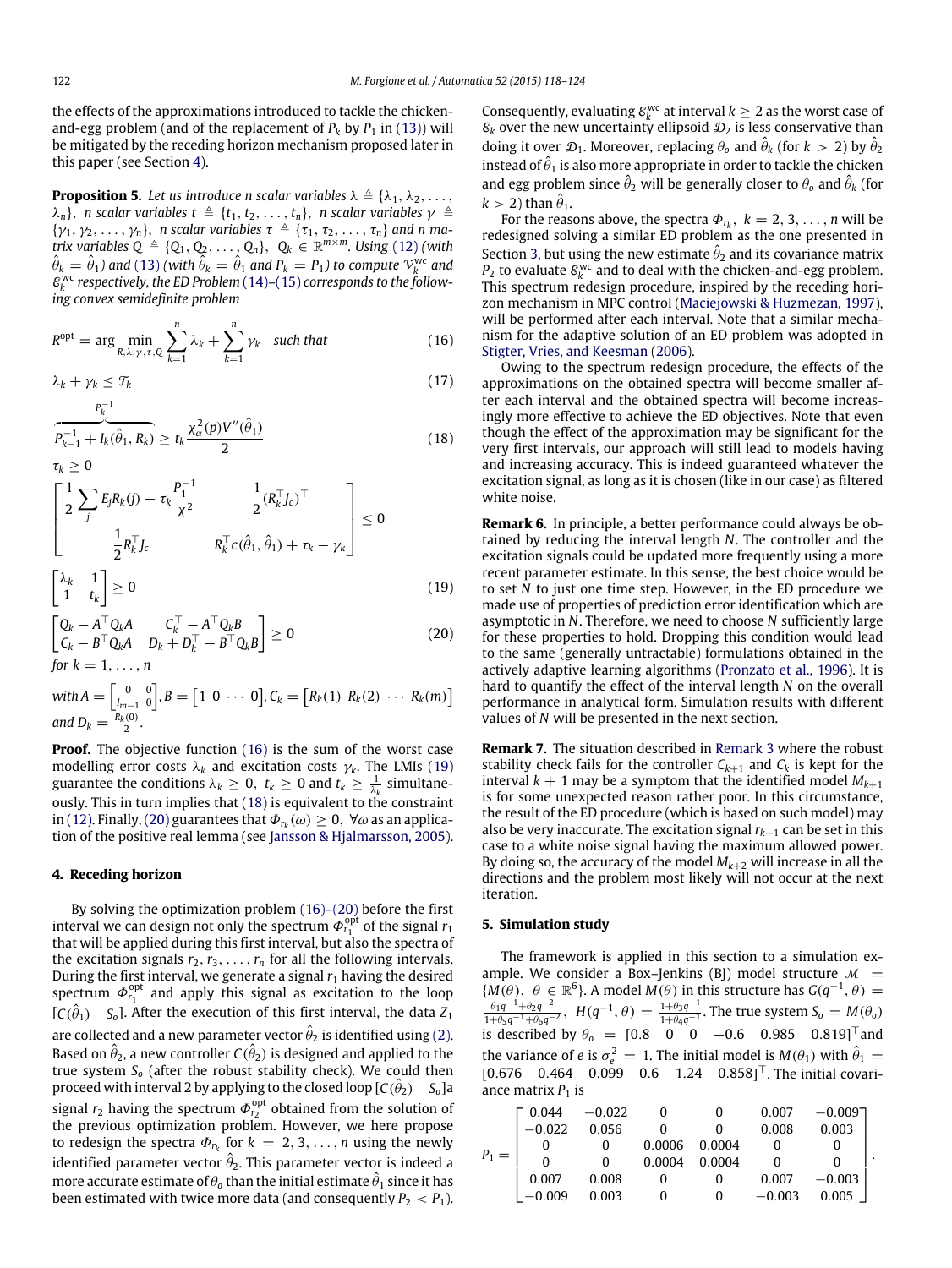the effects of the approximations introduced to tackle the chicken-and-egg problem (and of the replacement of $P_k$ by $P_1$ in (13)) will be mitigated by the receding horizon mechanism proposed later in this paper (see Section 4).

**Proposition 5.** *Let us introduce n scalar variables $\lambda \triangleq \{\lambda_1, \lambda_2, \ldots, \lambda_n\}$, n scalar variables $t \triangleq \{t_1, t_2, \ldots, t_n\}$, n scalar variables $\gamma \triangleq \{\gamma_1, \gamma_2, \ldots, \gamma_n\}$, n scalar variables $\tau \triangleq \{\tau_1, \tau_2, \ldots, \tau_n\}$ and n matrix variables $Q \triangleq \{Q_1, Q_2, \ldots, Q_n\}$, $Q_k \in \mathbb{R}^{m \times m}$. Using (12) (with $\hat{\theta}_k = \hat{\theta}_1$) and (13) (with $\hat{\theta}_k = \hat{\theta}_1$ and $P_k = P_1$) to compute $\mathcal{V}_k^{wc}$ and $\mathcal{E}_k^{wc}$ respectively, the ED Problem (14)–(15) corresponds to the following convex semidefinite problem*

$$R^{opt} = \arg \min_{R,\lambda,\gamma,\tau,Q} \sum_{k=1}^{n} \lambda_k + \sum_{k=1}^{n} \gamma_k \quad \text{such that} \tag{16}$$

$$\lambda_k + \gamma_k \le \bar{\mathcal{T}}_k \tag{17}$$

$$\overbrace{P_{k-1}^{-1} + I_k(\hat{\theta}_1, R_k)}^{P_k^{-1}} \ge t_k \frac{\chi^2_\alpha(p) V''(\hat{\theta}_1)}{2} \tag{18}$$

$$\tau_k \ge 0$$

$$\begin{bmatrix} \frac{1}{2}\sum_j E_j R_k(j) - \tau_k \frac{P_1^{-1}}{\chi^2} & \frac{1}{2}(R_k^\top J_c)^\top \\ \frac{1}{2} R_k^\top J_c & R_k^\top c(\hat{\theta}_1, \hat{\theta}_1) + \tau_k - \gamma_k \end{bmatrix} \le 0$$

$$\begin{bmatrix} \lambda_k & 1 \\ 1 & t_k \end{bmatrix} \ge 0 \tag{19}$$

$$\begin{bmatrix} Q_k - A^\top Q_k A & C_k^\top - A^\top Q_k B \\ C_k - B^\top Q_k A & D_k + D_k^\top - B^\top Q_k B \end{bmatrix} \ge 0 \tag{20}$$

*for* $k = 1, \ldots, n$

*with* $A = \begin{bmatrix} 0 & 0 \\ I_{m-1} & 0 \end{bmatrix}$, $B = \begin{bmatrix} 1 & 0 & \cdots & 0 \end{bmatrix}$, $C_k = \begin{bmatrix} R_k(1) & R_k(2) & \cdots & R_k(m) \end{bmatrix}$ *and* $D_k = \frac{R_k(0)}{2}$.

**Proof.** The objective function (16) is the sum of the worst case modelling error costs $\lambda_k$ and excitation costs $\gamma_k$. The LMIs (19) guarantee the conditions $\lambda_k \ge 0$, $t_k \ge 0$ and $t_k \ge \frac{1}{\lambda_k}$ simultaneously. This in turn implies that (18) is equivalent to the constraint in (12). Finally, (20) guarantees that $\Phi_{r_k}(\omega) \ge 0$, $\forall \omega$ as an application of the positive real lemma (see Jansson & Hjalmarsson, 2005).

## 4. Receding horizon

By solving the optimization problem (16)–(20) before the first interval we can design not only the spectrum $\Phi_{r_1}^{opt}$ of the signal $r_1$ that will be applied during this first interval, but also the spectra of the excitation signals $r_2, r_3, \ldots, r_n$ for all the following intervals. During the first interval, we generate a signal $r_1$ having the desired spectrum $\Phi_{r_1}^{opt}$ and apply this signal as excitation to the loop $[C(\hat{\theta}_1) \quad S_o]$. After the execution of this first interval, the data $Z_1$ are collected and a new parameter vector $\hat{\theta}_2$ is identified using (2). Based on $\hat{\theta}_2$, a new controller $C(\hat{\theta}_2)$ is designed and applied to the true system $S_o$ (after the robust stability check). We could then proceed with interval 2 by applying to the closed loop $[C(\hat{\theta}_2) \quad S_o]$ a signal $r_2$ having the spectrum $\Phi_{r_2}^{opt}$ obtained from the solution of the previous optimization problem. However, we here propose to redesign the spectra $\Phi_{r_k}$ for $k = 2, 3, \ldots, n$ using the newly identified parameter vector $\hat{\theta}_2$. This parameter vector is indeed a more accurate estimate of $\theta_o$ than the initial estimate $\hat{\theta}_1$ since it has been estimated with twice more data (and consequently $P_2 < P_1$). Consequently, evaluating $\mathcal{E}_k^{wc}$ at interval $k \ge 2$ as the worst case of $\mathcal{E}_k$ over the new uncertainty ellipsoid $\mathcal{D}_2$ is less conservative than doing it over $\mathcal{D}_1$. Moreover, replacing $\theta_o$ and $\hat{\theta}_k$ (for $k > 2$) by $\hat{\theta}_2$ instead of $\hat{\theta}_1$ is also more appropriate in order to tackle the chicken and egg problem since $\hat{\theta}_2$ will be generally closer to $\theta_o$ and $\hat{\theta}_k$ (for $k > 2$) than $\hat{\theta}_1$.

For the reasons above, the spectra $\Phi_{r_k}$, $k = 2, 3, \ldots, n$ will be redesigned solving a similar ED problem as the one presented in Section 3, but using the new estimate $\hat{\theta}_2$ and its covariance matrix $P_2$ to evaluate $\mathcal{E}_k^{wc}$ and to deal with the chicken-and-egg problem. This spectrum redesign procedure, inspired by the receding horizon mechanism in MPC control (Maciejowski & Huzmezan, 1997), will be performed after each interval. Note that a similar mechanism for the adaptive solution of an ED problem was adopted in Stigter, Vries, and Keesman (2006).

Owing to the spectrum redesign procedure, the effects of the approximations on the obtained spectra will become smaller after each interval and the obtained spectra will become increasingly more effective to achieve the ED objectives. Note that even though the effect of the approximation may be significant for the very first intervals, our approach will still lead to models having and increasing accuracy. This is indeed guaranteed whatever the excitation signal, as long as it is chosen (like in our case) as filtered white noise.

**Remark 6.** In principle, a better performance could always be obtained by reducing the interval length $N$. The controller and the excitation signals could be updated more frequently using a more recent parameter estimate. In this sense, the best choice would be to set $N$ to just one time step. However, in the ED procedure we made use of properties of prediction error identification which are asymptotic in $N$. Therefore, we need to choose $N$ sufficiently large for these properties to hold. Dropping this condition would lead to the same (generally untractable) formulations obtained in the actively adaptive learning algorithms (Pronzato et al., 1996). It is hard to quantify the effect of the interval length $N$ on the overall performance in analytical form. Simulation results with different values of $N$ will be presented in the next section.

**Remark 7.** The situation described in Remark 3 where the robust stability check fails for the controller $C_{k+1}$ and $C_k$ is kept for the interval $k+1$ may be a symptom that the identified model $M_{k+1}$ is for some unexpected reason rather poor. In this circumstance, the result of the ED procedure (which is based on such model) may also be very inaccurate. The excitation signal $r_{k+1}$ can be set in this case to a white noise signal having the maximum allowed power. By doing so, the accuracy of the model $M_{k+2}$ will increase in all the directions and the problem most likely will not occur at the next iteration.

## 5. Simulation study

The framework is applied in this section to a simulation example. We consider a Box–Jenkins (BJ) model structure $\mathcal{M} = \{M(\theta),\ \theta \in \mathbb{R}^6\}$. A model $M(\theta)$ in this structure has $G(q^{-1}, \theta) = \frac{\theta_1 q^{-1} + \theta_2 q^{-2}}{1 + \theta_5 q^{-1} + \theta_6 q^{-2}}$, $H(q^{-1}, \theta) = \frac{1 + \theta_3 q^{-1}}{1 + \theta_4 q^{-1}}$. The true system $S_o = M(\theta_o)$ is described by $\theta_o = [0.8 \quad 0 \quad 0 \quad -0.6 \quad 0.985 \quad 0.819]^\top$ and the variance of $e$ is $\sigma_e^2 = 1$. The initial model is $M(\theta_1)$ with $\hat{\theta}_1 = [0.676 \quad 0.464 \quad 0.099 \quad 0.6 \quad 1.24 \quad 0.858]^\top$. The initial covariance matrix $P_1$ is

$$P_1 = \begin{bmatrix} 0.044 & -0.022 & 0 & 0 & 0.007 & -0.009 \\ -0.022 & 0.056 & 0 & 0 & 0.008 & 0.003 \\ 0 & 0 & 0.0006 & 0.0004 & 0 & 0 \\ 0 & 0 & 0.0004 & 0.0004 & 0 & 0 \\ 0.007 & 0.008 & 0 & 0 & 0.007 & -0.003 \\ -0.009 & 0.003 & 0 & 0 & -0.003 & 0.005 \end{bmatrix}.$$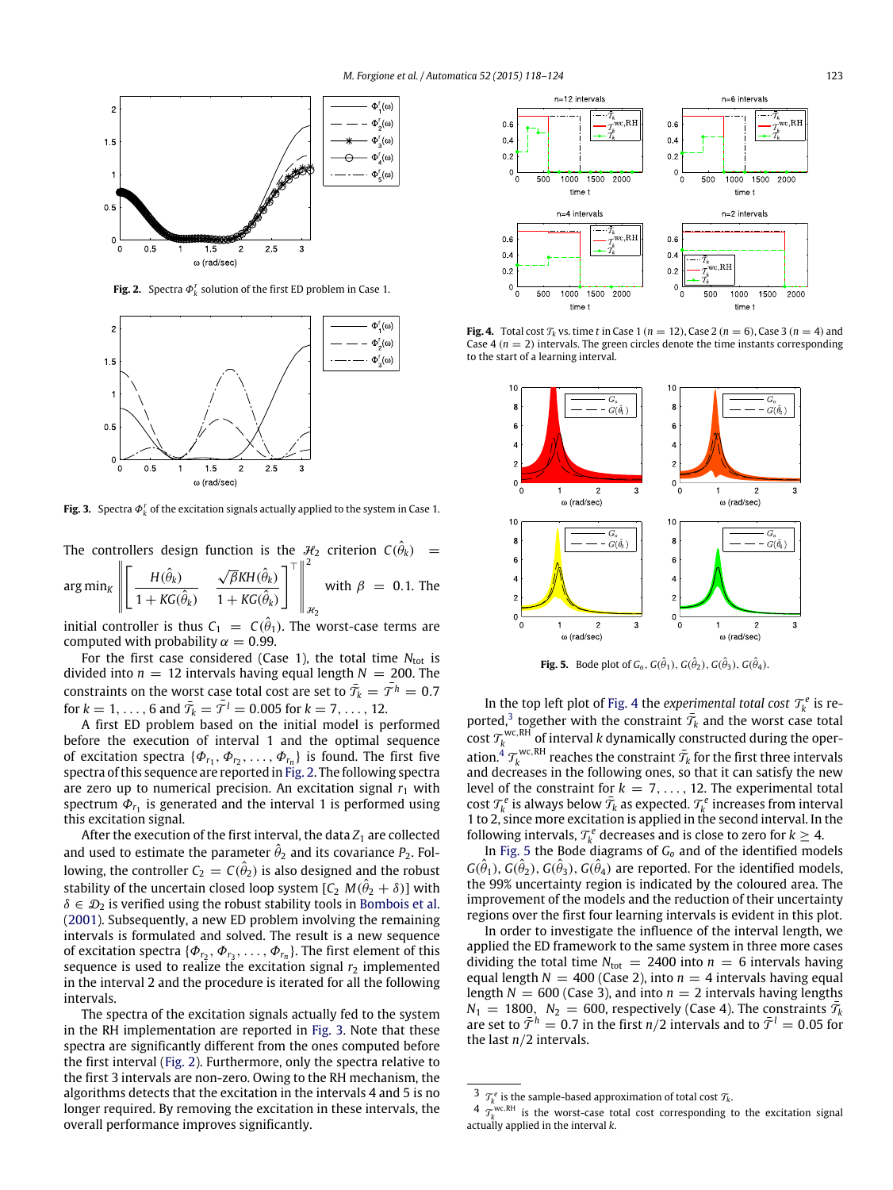2

1.5

1

0.5

0

0 0.5 1 1.5 2 2.5 3

ω (rad/sec)

$\Phi_1^r(\omega)$

$\Phi_2^r(\omega)$

$\Phi_3^r(\omega)$

$\Phi_4^r(\omega)$

$\Phi_5^r(\omega)$

**Fig. 2.** Spectra $\Phi_k^r$ solution of the first ED problem in Case 1.

2

1.5

1

0.5

0

0 0.5 1 1.5 2 2.5 3

ω (rad/sec)

$\Phi_1^r(\omega)$

$\Phi_2^r(\omega)$

$\Phi_3^r(\omega)$

**Fig. 3.** Spectra $\Phi_k^r$ of the excitation signals actually applied to the system in Case 1.

The controllers design function is the $\mathcal{H}_2$ criterion $C(\hat{\theta}_k) = \arg\min_K \left\| \left[ \frac{H(\hat{\theta}_k)}{1+KG(\hat{\theta}_k)} \quad \frac{\sqrt{\beta}KH(\hat{\theta}_k)}{1+KG(\hat{\theta}_k)} \right]^\top \right\|_{\mathcal{H}_2}^2$ with $\beta = 0.1$. The initial controller is thus $C_1 = C(\hat{\theta}_1)$. The worst-case terms are computed with probability $\alpha = 0.99$.

For the first case considered (Case 1), the total time $N_{\text{tot}}$ is divided into $n = 12$ intervals having equal length $N = 200$. The constraints on the worst case total cost are set to $\bar{\mathcal{T}}_k = \bar{\mathcal{T}}^h = 0.7$ for $k = 1, \ldots, 6$ and $\bar{\mathcal{T}}_k = \bar{\mathcal{T}}^l = 0.005$ for $k = 7, \ldots, 12$.

A first ED problem based on the initial model is performed before the execution of interval 1 and the optimal sequence of excitation spectra $\{\Phi_{r_1}, \Phi_{r_2}, \ldots, \Phi_{r_n}\}$ is found. The first five spectra of this sequence are reported in Fig. 2. The following spectra are zero up to numerical precision. An excitation signal $r_1$ with spectrum $\Phi_{r_1}$ is generated and the interval 1 is performed using this excitation signal.

After the execution of the first interval, the data $Z_1$ are collected and used to estimate the parameter $\hat{\theta}_2$ and its covariance $P_2$. Following, the controller $C_2 = C(\hat{\theta}_2)$ is also designed and the robust stability of the uncertain closed loop system $[C_2\ M(\hat{\theta}_2 + \delta)]$ with $\delta \in \mathcal{D}_2$ is verified using the robust stability tools in Bombois et al. (2001). Subsequently, a new ED problem involving the remaining intervals is formulated and solved. The result is a new sequence of excitation spectra $\{\Phi_{r_2}, \Phi_{r_3}, \ldots, \Phi_{r_n}\}$. The first element of this sequence is used to realize the excitation signal $r_2$ implemented in the interval 2 and the procedure is iterated for all the following intervals.

The spectra of the excitation signals actually fed to the system in the RH implementation are reported in Fig. 3. Note that these spectra are significantly different from the ones computed before the first interval (Fig. 2). Furthermore, only the spectra relative to the first 3 intervals are non-zero. Owing to the RH mechanism, the algorithms detects that the excitation in the intervals 4 and 5 is no longer required. By removing the excitation in these intervals, the overall performance improves significantly.

n=12 intervals

n=6 intervals

n=4 intervals

n=2 intervals

$\bar{\mathcal{T}}_k$

$\mathcal{T}_k^{\text{wc,RH}}$

$\mathcal{T}_k^e$

0.6

0.4

0.2

0

0 500 1000 1500 2000

time t

**Fig. 4.** Total cost $\mathcal{T}_k$ vs. time $t$ in Case 1 ($n = 12$), Case 2 ($n = 6$), Case 3 ($n = 4$) and Case 4 ($n = 2$) intervals. The green circles denote the time instants corresponding to the start of a learning interval.

10

8

6

4

2

0

0 1 2 3

ω (rad/sec)

$G_o$

$G(\hat{\theta}_1)$

$G(\hat{\theta}_2)$

$G(\hat{\theta}_3)$

$G(\hat{\theta}_4)$

**Fig. 5.** Bode plot of $G_o$, $G(\hat{\theta}_1)$, $G(\hat{\theta}_2)$, $G(\hat{\theta}_3)$, $G(\hat{\theta}_4)$.

In the top left plot of Fig. 4 the *experimental total cost* $\mathcal{T}_k^e$ is reported,[3] together with the constraint $\bar{\mathcal{T}}_k$ and the worst case total cost $\mathcal{T}_k^{\text{wc,RH}}$ of interval $k$ dynamically constructed during the operation.[4] $\mathcal{T}_k^{\text{wc,RH}}$ reaches the constraint $\bar{\mathcal{T}}_k$ for the first three intervals and decreases in the following ones, so that it can satisfy the new level of the constraint for $k = 7, \ldots, 12$. The experimental total cost $\mathcal{T}_k^e$ is always below $\bar{\mathcal{T}}_k$ as expected. $\mathcal{T}_k^e$ increases from interval 1 to 2, since more excitation is applied in the second interval. In the following intervals, $\mathcal{T}_k^e$ decreases and is close to zero for $k \geq 4$.

In Fig. 5 the Bode diagrams of $G_o$ and of the identified models $G(\hat{\theta}_1)$, $G(\hat{\theta}_2)$, $G(\hat{\theta}_3)$, $G(\hat{\theta}_4)$ are reported. For the identified models, the 99% uncertainty region is indicated by the coloured area. The improvement of the models and the reduction of their uncertainty regions over the first four learning intervals is evident in this plot.

In order to investigate the influence of the interval length, we applied the ED framework to the same system in three more cases dividing the total time $N_{\text{tot}} = 2400$ into $n = 6$ intervals having equal length $N = 400$ (Case 2), into $n = 4$ intervals having equal length $N = 600$ (Case 3), and into $n = 2$ intervals having lengths $N_1 = 1800$, $N_2 = 600$, respectively (Case 4). The constraints $\bar{\mathcal{T}}_k$ are set to $\bar{\mathcal{T}}^h = 0.7$ in the first $n/2$ intervals and to $\bar{\mathcal{T}}^l = 0.05$ for the last $n/2$ intervals.

---

[3] $\mathcal{T}_k^e$ is the sample-based approximation of total cost $\mathcal{T}_k$.

[4] $\mathcal{T}_k^{\text{wc,RH}}$ is the worst-case total cost corresponding to the excitation signal actually applied in the interval $k$.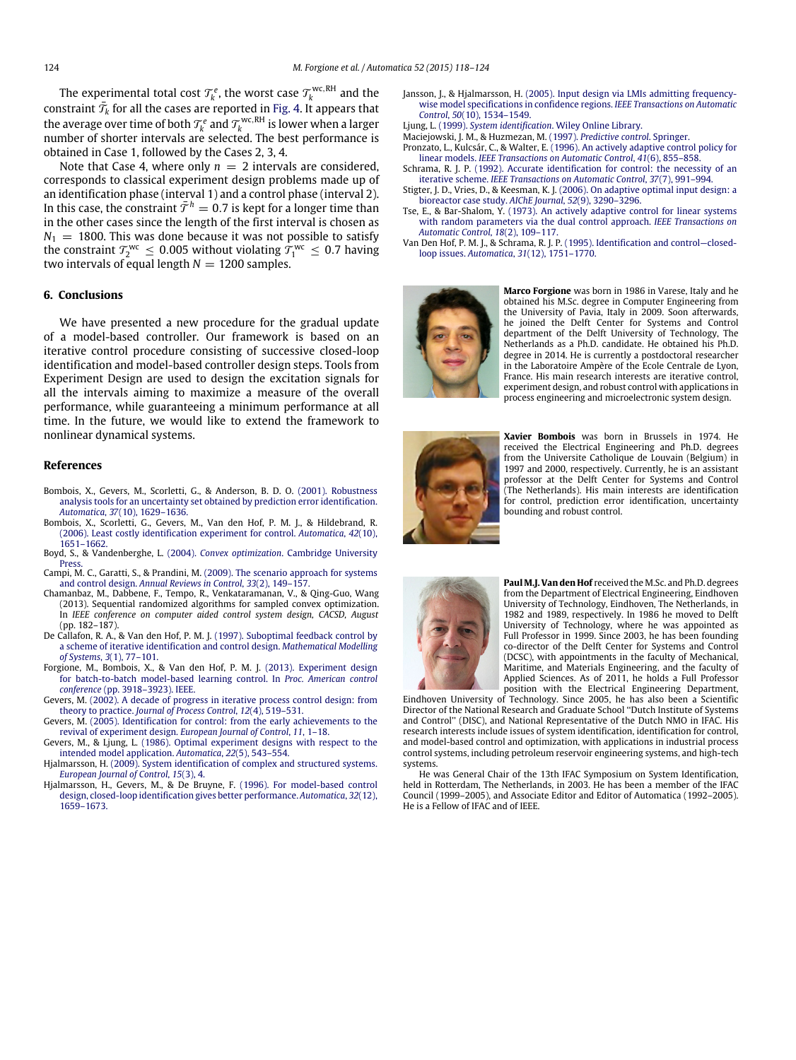The experimental total cost $\mathcal{T}_k^e$, the worst case $\mathcal{T}_k^{\text{wc,RH}}$ and the constraint $\bar{\mathcal{T}}_k$ for all the cases are reported in Fig. 4. It appears that the average over time of both $\mathcal{T}_k^e$ and $\mathcal{T}_k^{\text{wc,RH}}$ is lower when a larger number of shorter intervals are selected. The best performance is obtained in Case 1, followed by the Cases 2, 3, 4.

Note that Case 4, where only $n = 2$ intervals are considered, corresponds to classical experiment design problems made up of an identification phase (interval 1) and a control phase (interval 2). In this case, the constraint $\bar{\mathcal{T}}^h = 0.7$ is kept for a longer time than in the other cases since the length of the first interval is chosen as $N_1 = 1800$. This was done because it was not possible to satisfy the constraint $\mathcal{T}_2^{\text{wc}} \leq 0.005$ without violating $\mathcal{T}_1^{\text{wc}} \leq 0.7$ having two intervals of equal length $N = 1200$ samples.

## 6. Conclusions

We have presented a new procedure for the gradual update of a model-based controller. Our framework is based on an iterative control procedure consisting of successive closed-loop identification and model-based controller design steps. Tools from Experiment Design are used to design the excitation signals for all the intervals aiming to maximize a measure of the overall performance, while guaranteeing a minimum performance at all time. In the future, we would like to extend the framework to nonlinear dynamical systems.

## References

Bombois, X., Gevers, M., Scorletti, G., & Anderson, B. D. O. (2001). Robustness analysis tools for an uncertainty set obtained by prediction error identification. *Automatica*, *37*(10), 1629–1636.

Bombois, X., Scorletti, G., Gevers, M., Van den Hof, P. M. J., & Hildebrand, R. (2006). Least costly identification experiment for control. *Automatica*, *42*(10), 1651–1662.

Boyd, S., & Vandenberghe, L. (2004). *Convex optimization*. Cambridge University Press.

Campi, M. C., Garatti, S., & Prandini, M. (2009). The scenario approach for systems and control design. *Annual Reviews in Control*, *33*(2), 149–157.

Chamanbaz, M., Dabbene, F., Tempo, R., Venkataramanan, V., & Qing-Guo, Wang (2013). Sequential randomized algorithms for sampled convex optimization. In *IEEE conference on computer aided control system design, CACSD, August* (pp. 182–187).

De Callafon, R. A., & Van den Hof, P. M. J. (1997). Suboptimal feedback control by a scheme of iterative identification and control design. *Mathematical Modelling of Systems*, *3*(1), 77–101.

Forgione, M., Bombois, X., & Van den Hof, P. M. J. (2013). Experiment design for batch-to-batch model-based learning control. In *Proc. American control conference* (pp. 3918–3923). IEEE.

Gevers, M. (2002). A decade of progress in iterative process control design: from theory to practice. *Journal of Process Control*, *12*(4), 519–531.

Gevers, M. (2005). Identification for control: from the early achievements to the revival of experiment design. *European Journal of Control*, *11*, 1–18.

Gevers, M., & Ljung, L. (1986). Optimal experiment designs with respect to the intended model application. *Automatica*, *22*(5), 543–554.

Hjalmarsson, H. (2009). System identification of complex and structured systems. *European Journal of Control*, *15*(3), 4.

Hjalmarsson, H., Gevers, M., & De Bruyne, F. (1996). For model-based control design, closed-loop identification gives better performance. *Automatica*, *32*(12), 1659–1673.

Jansson, J., & Hjalmarsson, H. (2005). Input design via LMIs admitting frequency-wise model specifications in confidence regions. *IEEE Transactions on Automatic Control*, *50*(10), 1534–1549.

Ljung, L. (1999). *System identification*. Wiley Online Library.

Maciejowski, J. M., & Huzmezan, M. (1997). *Predictive control*. Springer.

Pronzato, L., Kulcsár, C., & Walter, E. (1996). An actively adaptive control policy for linear models. *IEEE Transactions on Automatic Control*, *41*(6), 855–858.

Schrama, R. J. P. (1992). Accurate identification for control: the necessity of an iterative scheme. *IEEE Transactions on Automatic Control*, *37*(7), 991–994.

Stigter, J. D., Vries, D., & Keesman, K. J. (2006). On adaptive optimal input design: a bioreactor case study. *AIChE Journal*, *52*(9), 3290–3296.

Tse, E., & Bar-Shalom, Y. (1973). An actively adaptive control for linear systems with random parameters via the dual control approach. *IEEE Transactions on Automatic Control*, *18*(2), 109–117.

Van Den Hof, P. M. J., & Schrama, R. J. P. (1995). Identification and control—closed-loop issues. *Automatica*, *31*(12), 1751–1770.

**Marco Forgione** was born in 1986 in Varese, Italy and he obtained his M.Sc. degree in Computer Engineering from the University of Pavia, Italy in 2009. Soon afterwards, he joined the Delft Center for Systems and Control department of the Delft University of Technology, The Netherlands as a Ph.D. candidate. He obtained his Ph.D. degree in 2014. He is currently a postdoctoral researcher in the Laboratoire Ampère of the Ecole Centrale de Lyon, France. His main research interests are iterative control, experiment design, and robust control with applications in process engineering and microelectronic system design.

**Xavier Bombois** was born in Brussels in 1974. He received the Electrical Engineering and Ph.D. degrees from the Universite Catholique de Louvain (Belgium) in 1997 and 2000, respectively. Currently, he is an assistant professor at the Delft Center for Systems and Control (The Netherlands). His main interests are identification for control, prediction error identification, uncertainty bounding and robust control.

**Paul M.J. Van den Hof** received the M.Sc. and Ph.D. degrees from the Department of Electrical Engineering, Eindhoven University of Technology, Eindhoven, The Netherlands, in 1982 and 1989, respectively. In 1986 he moved to Delft University of Technology, where he was appointed as Full Professor in 1999. Since 2003, he has been founding co-director of the Delft Center for Systems and Control (DCSC), with appointments in the faculty of Mechanical, Maritime, and Materials Engineering, and the faculty of Applied Sciences. As of 2011, he holds a Full Professor position with the Electrical Engineering Department, Eindhoven University of Technology. Since 2005, he has also been a Scientific Director of the National Research and Graduate School "Dutch Institute of Systems and Control" (DISC), and National Representative of the Dutch NMO in IFAC. His research interests include issues of system identification, identification for control, and model-based control and optimization, with applications in industrial process control systems, including petroleum reservoir engineering systems, and high-tech systems.

He was General Chair of the 13th IFAC Symposium on System Identification, held in Rotterdam, The Netherlands, in 2003. He has been a member of the IFAC Council (1999–2005), and Associate Editor and Editor of Automatica (1992–2005). He is a Fellow of IFAC and of IEEE.